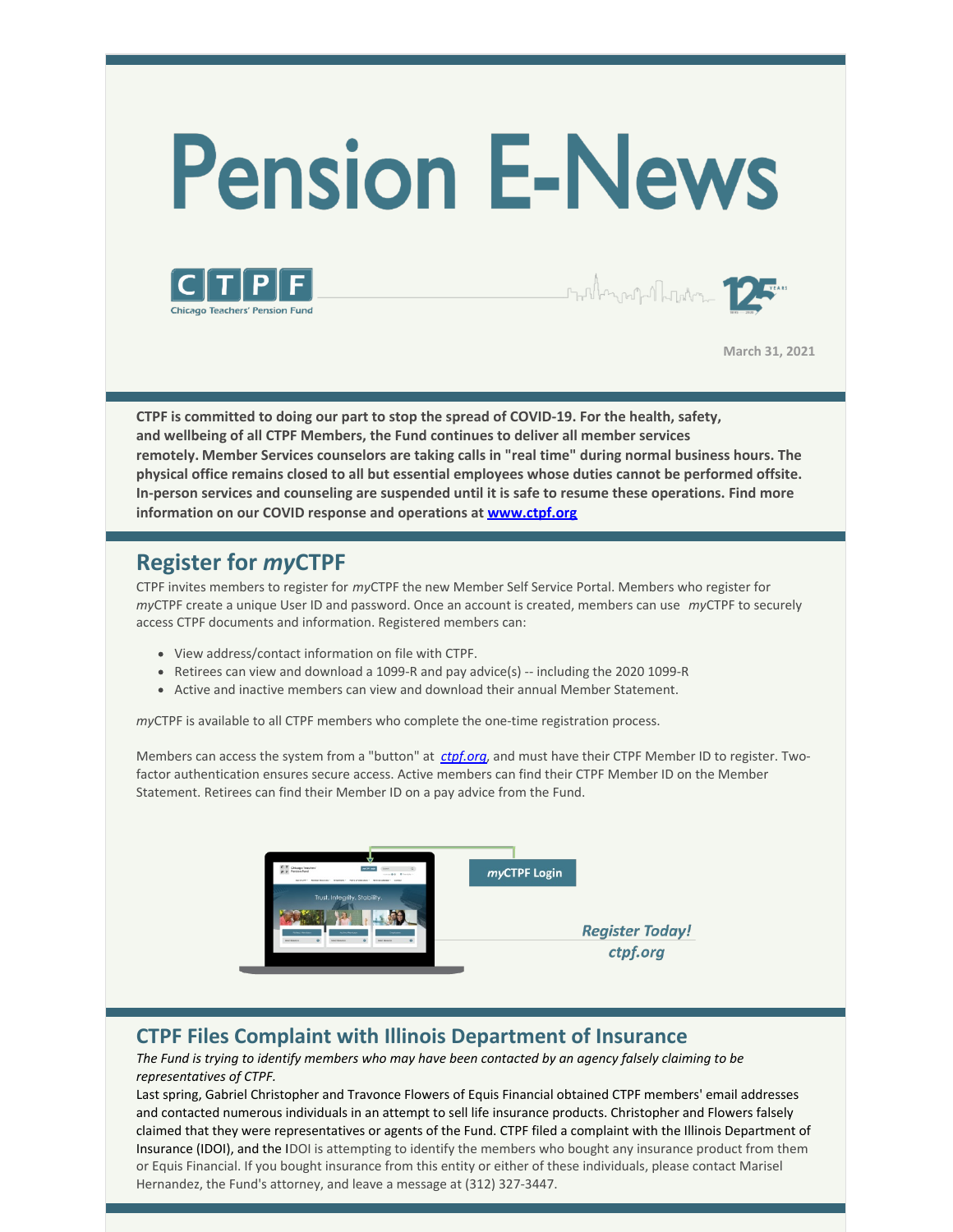# Pension E-News

Chicago Teachers' Pension Fund

March 31, 2021

**CTPF is committed to doing our part to stop the spread of COVID-19. For the health, safety, and wellbeing of all CTPF Members, the Fund continues to deliver all member services remotely. Member Services counselors are taking calls in "real time" during normal business hours. The physical office remains closed to all but essential employees whose duties cannot be performed offsite. In-person services and counseling are suspended until it is safe to resume these operations. Find more information on our COVID response and operations at [www.ctpf.org](www.ctpf.org)**

## Register for *my*CTPF

CTPF invites members to register for *my*CTPF the new Member Self Service Portal. Members who register for *my*CTPF create a unique User ID and password. Once an account is created, members can use *my*CTPF to securely access CTPF documents and information. Registered members can:

- View address/contact information on file with CTPF.
- Retirees can view and download a 1099-R and pay advice(s) -- including the 2020 1099-R
- Active and inactive members can view and download their annual Member Statement.

*my*CTPF is available to all CTPF members who complete the one-time registration process.

Members can access the system from a "button" at *ctpf.org*, and must have their CTPF Member ID to register. Two-factor authentication ensures secure access. Active members can find their CTPF Member ID on the Member Statement. Retirees can find their Member ID on a pay advice from the Fund.

***my*CTPF Login**

*Register Today! ctpf.org*

## CTPF Files Complaint with Illinois Department of Insurance

*The Fund is trying to identify members who may have been contacted by an agency falsely claiming to be representatives of CTPF.*

Last spring, Gabriel Christopher and Travonce Flowers of Equis Financial obtained CTPF members' email addresses and contacted numerous individuals in an attempt to sell life insurance products. Christopher and Flowers falsely claimed that they were representatives or agents of the Fund. CTPF filed a complaint with the Illinois Department of Insurance (IDOI), and the IDOI is attempting to identify the members who bought any insurance product from them or Equis Financial. If you bought insurance from this entity or either of these individuals, please contact Marisel Hernandez, the Fund's attorney, and leave a message at (312) 327-3447.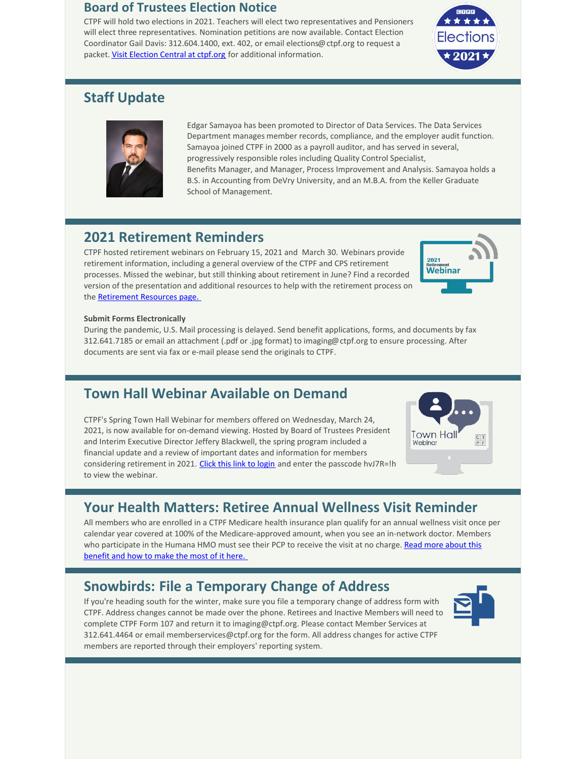## Board of Trustees Election Notice

CTPF will hold two elections in 2021. Teachers will elect two representatives and Pensioners will elect three representatives. Nomination petitions are now available. Contact Election Coordinator Gail Davis: 312.604.1400, ext. 402, or email elections@ctpf.org to request a packet. [Visit Election Central at ctpf.org](#) for additional information.

## Staff Update

Edgar Samayoa has been promoted to Director of Data Services. The Data Services Department manages member records, compliance, and the employer audit function. Samayoa joined CTPF in 2000 as a payroll auditor, and has served in several, progressively responsible roles including Quality Control Specialist, Benefits Manager, and Manager, Process Improvement and Analysis. Samayoa holds a B.S. in Accounting from DeVry University, and an M.B.A. from the Keller Graduate School of Management.

## 2021 Retirement Reminders

CTPF hosted retirement webinars on February 15, 2021 and March 30. Webinars provide retirement information, including a general overview of the CTPF and CPS retirement processes. Missed the webinar, but still thinking about retirement in June? Find a recorded version of the presentation and additional resources to help with the retirement process on the [Retirement Resources page.](#)

**Submit Forms Electronically**

During the pandemic, U.S. Mail processing is delayed. Send benefit applications, forms, and documents by fax 312.641.7185 or email an attachment (.pdf or .jpg format) to imaging@ctpf.org to ensure processing. After documents are sent via fax or e-mail please send the originals to CTPF.

## Town Hall Webinar Available on Demand

CTPF's Spring Town Hall Webinar for members offered on Wednesday, March 24, 2021, is now available for on-demand viewing. Hosted by Board of Trustees President and Interim Executive Director Jeffery Blackwell, the spring program included a financial update and a review of important dates and information for members considering retirement in 2021. [Click this link to login](#) and enter the passcode hvJ7R=!h to view the webinar.

## Your Health Matters: Retiree Annual Wellness Visit Reminder

All members who are enrolled in a CTPF Medicare health insurance plan qualify for an annual wellness visit once per calendar year covered at 100% of the Medicare-approved amount, when you see an in-network doctor. Members who participate in the Humana HMO must see their PCP to receive the visit at no charge. [Read more about this benefit and how to make the most of it here.](#)

## Snowbirds: File a Temporary Change of Address

If you're heading south for the winter, make sure you file a temporary change of address form with CTPF. Address changes cannot be made over the phone. Retirees and Inactive Members will need to complete CTPF Form 107 and return it to imaging@ctpf.org. Please contact Member Services at 312.641.4464 or email memberservices@ctpf.org for the form. All address changes for active CTPF members are reported through their employers' reporting system.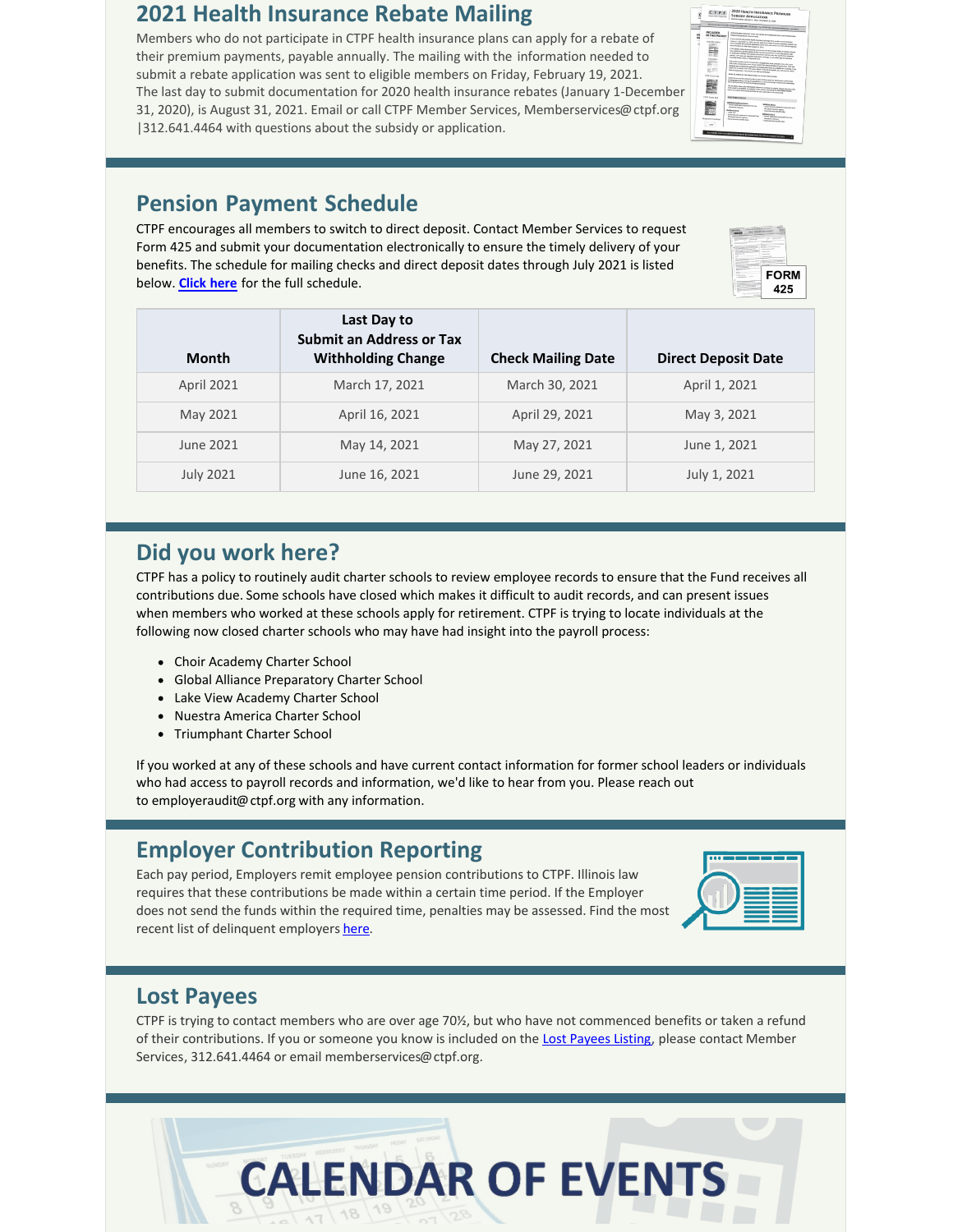## 2021 Health Insurance Rebate Mailing

Members who do not participate in CTPF health insurance plans can apply for a rebate of their premium payments, payable annually. The mailing with the information needed to submit a rebate application was sent to eligible members on Friday, February 19, 2021. The last day to submit documentation for 2020 health insurance rebates (January 1-December 31, 2020), is August 31, 2021. Email or call CTPF Member Services, Memberservices@ctpf.org |312.641.4464 with questions about the subsidy or application.

## Pension Payment Schedule

CTPF encourages all members to switch to direct deposit. Contact Member Services to request Form 425 and submit your documentation electronically to ensure the timely delivery of your benefits. The schedule for mailing checks and direct deposit dates through July 2021 is listed below. **Click here** for the full schedule.

| Month | Last Day to Submit an Address or Tax Withholding Change | Check Mailing Date | Direct Deposit Date |
|---|---|---|---|
| April 2021 | March 17, 2021 | March 30, 2021 | April 1, 2021 |
| May 2021 | April 16, 2021 | April 29, 2021 | May 3, 2021 |
| June 2021 | May 14, 2021 | May 27, 2021 | June 1, 2021 |
| July 2021 | June 16, 2021 | June 29, 2021 | July 1, 2021 |

## Did you work here?

CTPF has a policy to routinely audit charter schools to review employee records to ensure that the Fund receives all contributions due. Some schools have closed which makes it difficult to audit records, and can present issues when members who worked at these schools apply for retirement. CTPF is trying to locate individuals at the following now closed charter schools who may have had insight into the payroll process:

- Choir Academy Charter School
- Global Alliance Preparatory Charter School
- Lake View Academy Charter School
- Nuestra America Charter School
- Triumphant Charter School

If you worked at any of these schools and have current contact information for former school leaders or individuals who had access to payroll records and information, we'd like to hear from you. Please reach out to employeraudit@ctpf.org with any information.

## Employer Contribution Reporting

Each pay period, Employers remit employee pension contributions to CTPF. Illinois law requires that these contributions be made within a certain time period. If the Employer does not send the funds within the required time, penalties may be assessed. Find the most recent list of delinquent employers here.

## Lost Payees

CTPF is trying to contact members who are over age 70½, but who have not commenced benefits or taken a refund of their contributions. If you or someone you know is included on the Lost Payees Listing, please contact Member Services, 312.641.4464 or email memberservices@ctpf.org.

# CALENDAR OF EVENTS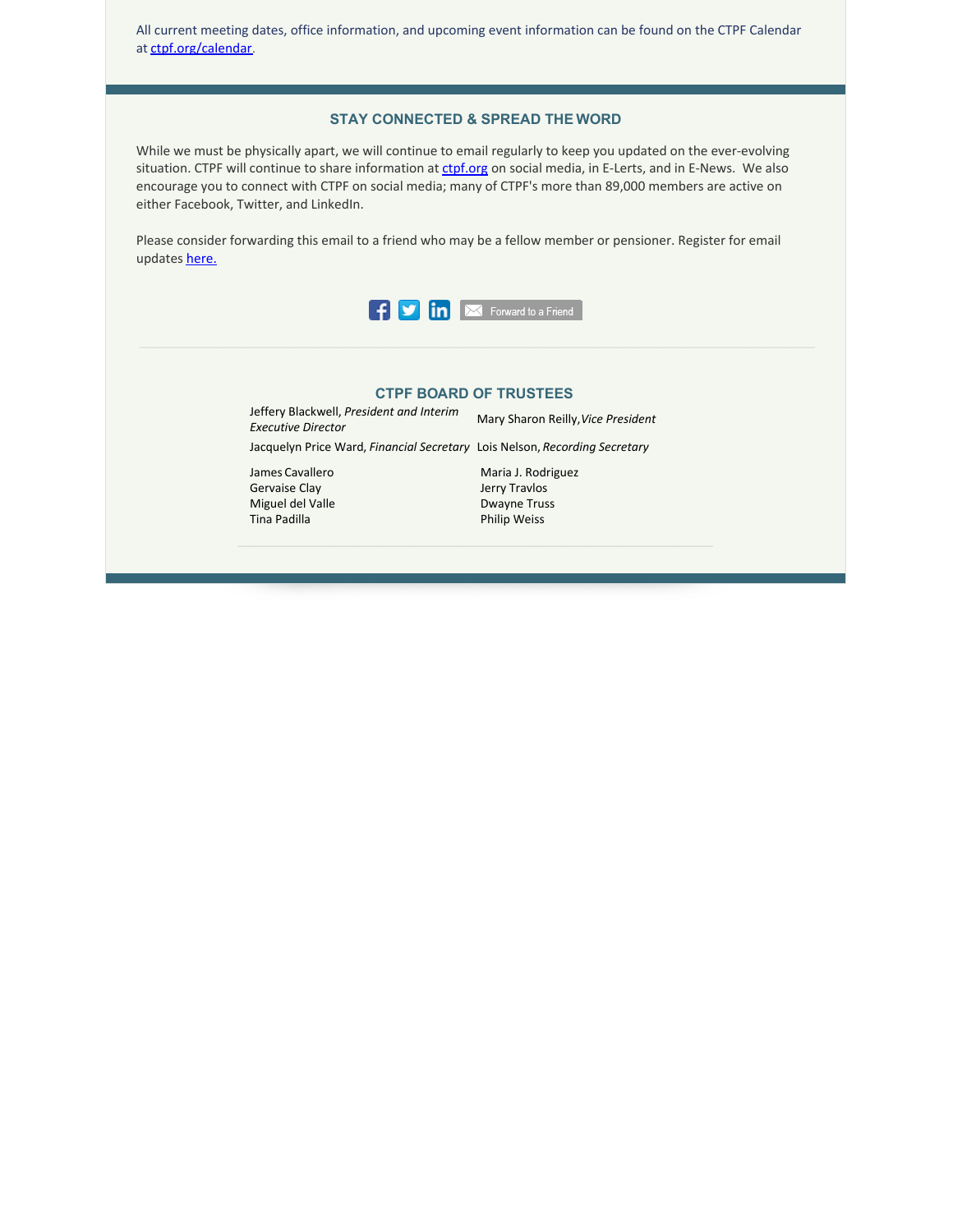All current meeting dates, office information, and upcoming event information can be found on the CTPF Calendar at ctpf.org/calendar.

### STAY CONNECTED & SPREAD THE WORD

While we must be physically apart, we will continue to email regularly to keep you updated on the ever-evolving situation. CTPF will continue to share information at ctpf.org on social media, in E-Lerts, and in E-News. We also encourage you to connect with CTPF on social media; many of CTPF's more than 89,000 members are active on either Facebook, Twitter, and LinkedIn.

Please consider forwarding this email to a friend who may be a fellow member or pensioner. Register for email updates here.

Forward to a Friend

### CTPF BOARD OF TRUSTEES

Jeffery Blackwell, *President and Interim Executive Director*
Mary Sharon Reilly, *Vice President*
Jacquelyn Price Ward, *Financial Secretary*
Lois Nelson, *Recording Secretary*

James Cavallero
Gervaise Clay
Miguel del Valle
Tina Padilla
Maria J. Rodriguez
Jerry Travlos
Dwayne Truss
Philip Weiss